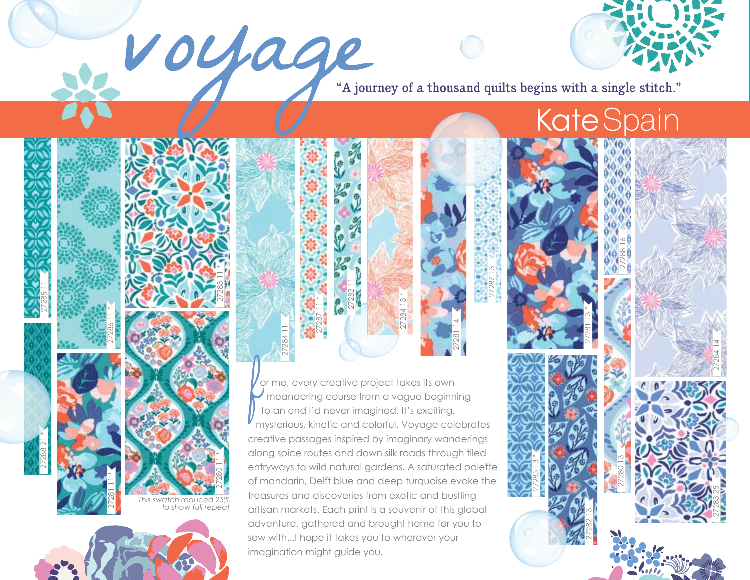# voyage

"A journey of a thousand quilts begins with a single stitch."

## Kate Spain

27285 11

27288 21 *

27286 11 *

27281 11 *

27283 11 *

27280 11 *

*This swatch reduced 25% to show full repeat*

27284 11

27287 11 *

27282 11

27284 13 *

27281 14

27287 13

27281 13 *

27285 13 *

27282 13

27288 16

27280 13

27284 14

27283 25

For me, every creative project takes its own meandering course from a vague beginning to an end I'd never imagined. It's exciting, mysterious, kinetic and colorful. Voyage celebrates creative passages inspired by imaginary wanderings along spice routes and down silk roads through tiled entryways to wild natural gardens. A saturated palette of mandarin, Delft blue and deep turquoise evoke the treasures and discoveries from exotic and bustling artisan markets. Each print is a souvenir of this global adventure, gathered and brought home for you to sew with...I hope it takes you to wherever your imagination might guide you.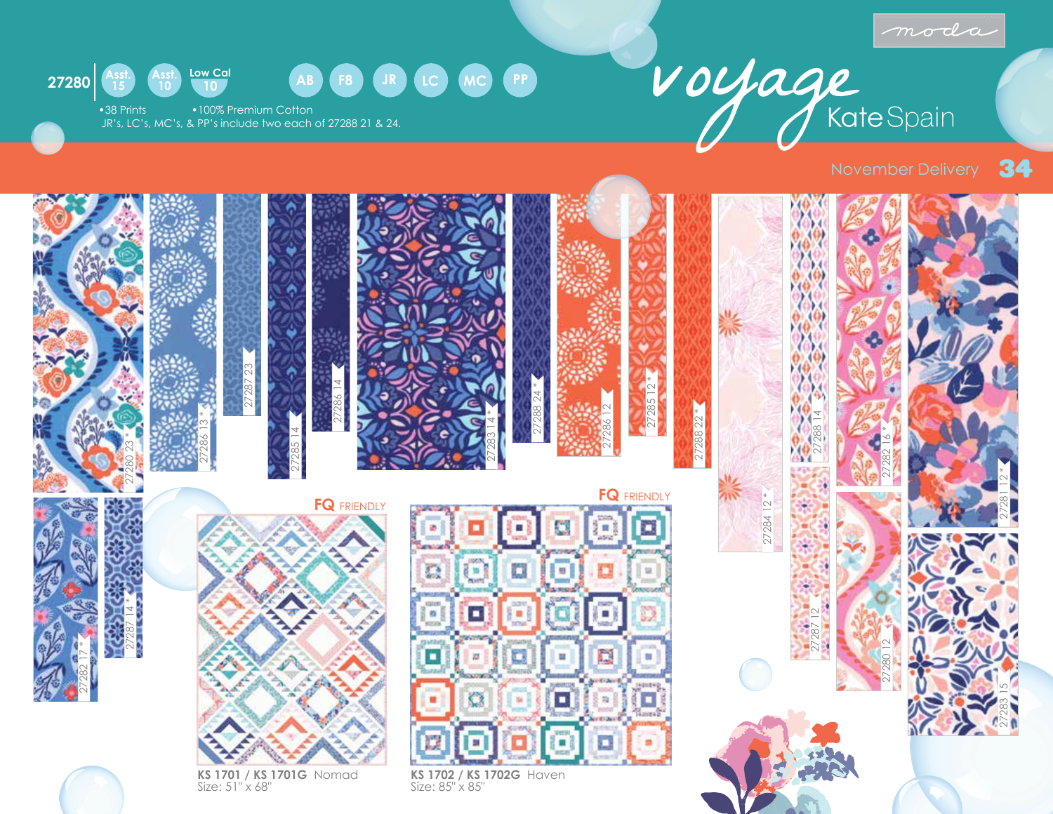moda

# voyage

## Kate Spain

November Delivery

**27280** Asst. 15 | Asst. 10 | Low Cal 10 | AB | F8 | JR | LC | MC | PP

- 38 Prints
- 100% Premium Cotton

JR's, LC's, MC's, & PP's include two each of 27288 21 & 24.

27280 23 *
27286 13 *
27287 23
27285 14
27286 14
27283 14 *
27288 24 *
27286 12
27285 12 *
27288 22 *
27284 12 *
27288 14
27287 12
27282 16 *
27280 12
27281 12 *
27283 15
27282 17 *
27287 14 *

FQ FRIENDLY

**KS 1701 / KS 1701G** Nomad
Size: 51" x 68"

FQ FRIENDLY

**KS 1702 / KS 1702G** Haven
Size: 85" x 85"